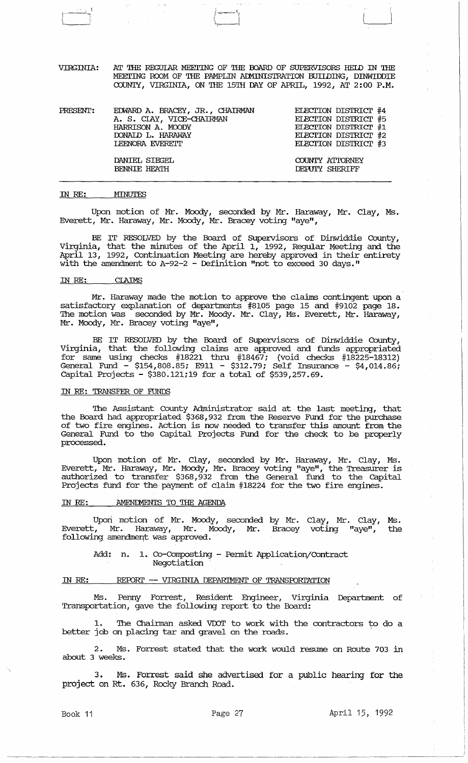VIRGINIA: AT THE REGULAR MEETING OF THE BOARD OF SUPERVISORS HELD IN THE MEETING ROOM OF THE PAMPLIN ADMINISTRATION BUILDING, DINWIDDIE COUNTY, VIRGINIA, ON THE 15TH DAY OF APRIL, 1992, AT 2:00 P.M.

| PRESENT: | | |
|---|---|---|
| | EDWARD A. BRACEY, JR., CHAIRMAN | ELECTION DISTRICT #4 |
| | A. S. CLAY, VICE-CHAIRMAN | ELECTION DISTRICT #5 |
| | HARRISON A. MOODY | ELECTION DISTRICT #1 |
| | DONALD L. HARAWAY | ELECTION DISTRICT #2 |
| | LEENORA EVERETT | ELECTION DISTRICT #3 |
| | DANIEL SIEGEL | COUNTY ATTORNEY |
| | BENNIE HEATH | DEPUTY SHERIFF |

## IN RE: MINUTES

Upon motion of Mr. Moody, seconded by Mr. Haraway, Mr. Clay, Ms. Everett, Mr. Haraway, Mr. Moody, Mr. Bracey voting "aye",

BE IT RESOLVED by the Board of Supervisors of Dinwiddie County, Virginia, that the minutes of the April 1, 1992, Regular Meeting and the April 13, 1992, Continuation Meeting are hereby approved in their entirety with the amendment to A-92-2 - Definition "not to exceed 30 days."

## IN RE: CLAIMS

Mr. Haraway made the motion to approve the claims contingent upon a satisfactory explanation of departments #8105 page 15 and #9102 page 18. The motion was seconded by Mr. Moody. Mr. Clay, Ms. Everett, Mr. Haraway, Mr. Moody, Mr. Bracey voting "aye",

BE IT RESOLVED by the Board of Supervisors of Dinwiddie County, Virginia, that the following claims are approved and funds appropriated for same using checks #18221 thru #18467; (void checks #18225-18312) General Fund - $154,808.85; E911 - $312.79; Self Insurance - $4,014.86; Capital Projects - $380.121;19 for a total of $539,257.69.

## IN RE: TRANSFER OF FUNDS

The Assistant County Administrator said at the last meeting, that the Board had appropriated $368,932 from the Reserve Fund for the purchase of two fire engines. Action is now needed to transfer this amount from the General Fund to the Capital Projects Fund for the check to be properly processed.

Upon motion of Mr. Clay, seconded by Mr. Haraway, Mr. Clay, Ms. Everett, Mr. Haraway, Mr. Moody, Mr. Bracey voting "aye", the Treasurer is authorized to transfer $368,932 from the General fund to the Capital Projects fund for the payment of claim #18224 for the two fire engines.

## IN RE: AMENDMENTS TO THE AGENDA

Upon motion of Mr. Moody, seconded by Mr. Clay, Mr. Clay, Ms. Everett, Mr. Haraway, Mr. Moody, Mr. Bracey voting "aye", the following amendment was approved.

Add: n. 1. Co-Composting - Permit Application/Contract Negotiation

## IN RE: REPORT -- VIRGINIA DEPARTMENT OF TRANSPORTATION

Ms. Penny Forrest, Resident Engineer, Virginia Department of Transportation, gave the following report to the Board:

1. The Chairman asked VDOT to work with the contractors to do a better job on placing tar and gravel on the roads.

2. Ms. Forrest stated that the work would resume on Route 703 in about 3 weeks.

3. Ms. Forrest said she advertised for a public hearing for the project on Rt. 636, Rocky Branch Road.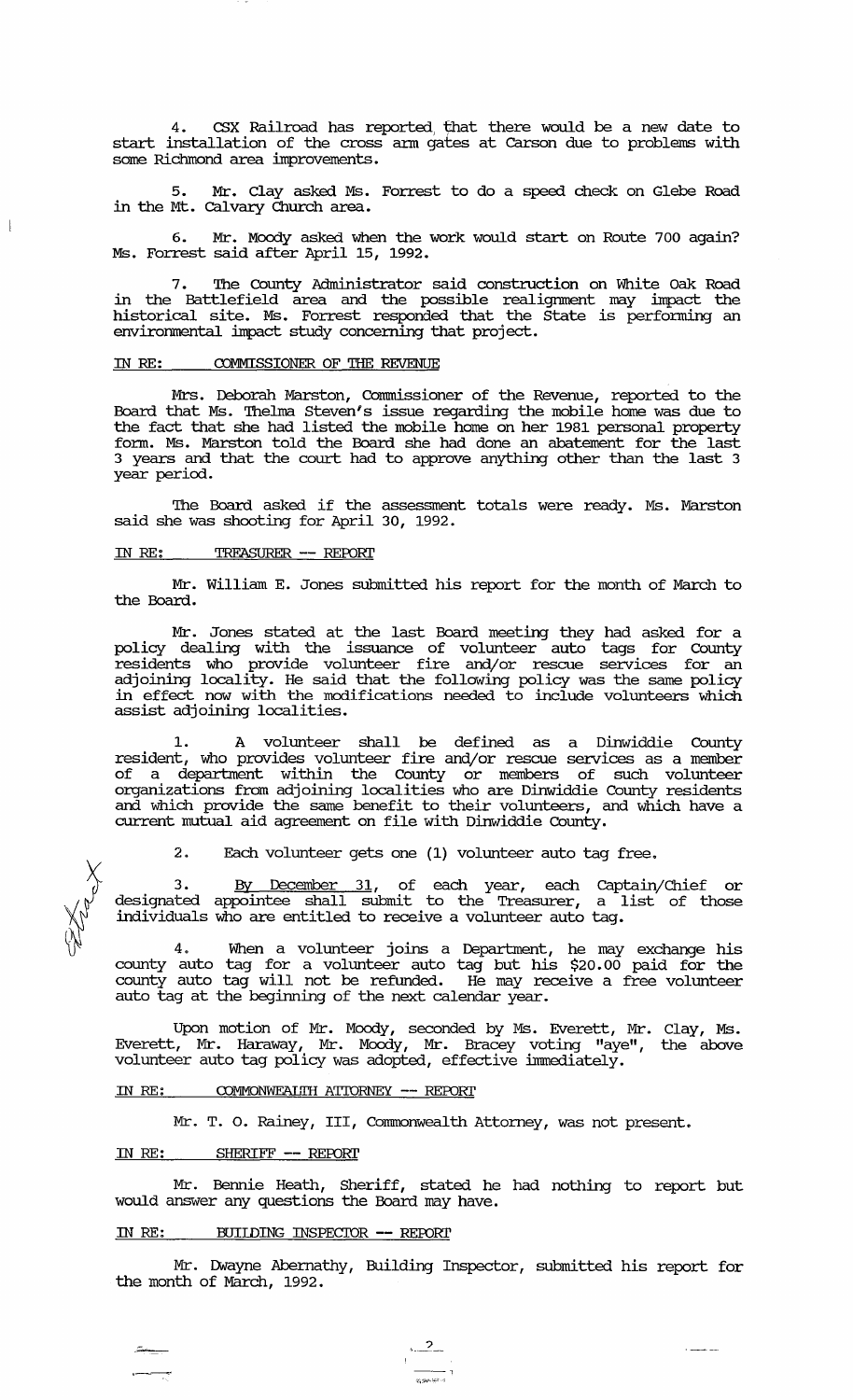4. CSX Railroad has reported that there would be a new date to start installation of the cross arm gates at Carson due to problems with some Richmond area improvements.

5. Mr. Clay asked Ms. Forrest to do a speed check on Glebe Road in the Mt. Calvary Church area.

6. Mr. Moody asked when the work would start on Route 700 again? Ms. Forrest said after April 15, 1992.

7. The County Administrator said construction on White Oak Road in the Battlefield area and the possible realignment may impact the historical site. Ms. Forrest responded that the State is performing an environmental impact study concerning that project.

IN RE: COMMISSIONER OF THE REVENUE

Mrs. Deborah Marston, Commissioner of the Revenue, reported to the Board that Ms. Thelma Steven's issue regarding the mobile home was due to the fact that she had listed the mobile home on her 1981 personal property form. Ms. Marston told the Board she had done an abatement for the last 3 years and that the court had to approve anything other than the last 3 year period.

The Board asked if the assessment totals were ready. Ms. Marston said she was shooting for April 30, 1992.

IN RE: TREASURER -- REPORT

Mr. William E. Jones submitted his report for the month of March to the Board.

Mr. Jones stated at the last Board meeting they had asked for a policy dealing with the issuance of volunteer auto tags for County residents who provide volunteer fire and/or rescue services for an adjoining locality. He said that the following policy was the same policy in effect now with the modifications needed to include volunteers which assist adjoining localities.

1. A volunteer shall be defined as a Dinwiddie County resident, who provides volunteer fire and/or rescue services as a member of a department within the County or members of such volunteer organizations from adjoining localities who are Dinwiddie County residents and which provide the same benefit to their volunteers, and which have a current mutual aid agreement on file with Dinwiddie County.

2. Each volunteer gets one (1) volunteer auto tag free.

3. By December 31, of each year, each Captain/Chief or designated appointee shall submit to the Treasurer, a list of those individuals who are entitled to receive a volunteer auto tag.

4. When a volunteer joins a Department, he may exchange his county auto tag for a volunteer auto tag but his $20.00 paid for the county auto tag will not be refunded. He may receive a free volunteer auto tag at the beginning of the next calendar year.

Upon motion of Mr. Moody, seconded by Ms. Everett, Mr. Clay, Ms. Everett, Mr. Haraway, Mr. Moody, Mr. Bracey voting "aye", the above volunteer auto tag policy was adopted, effective immediately.

IN RE: COMMONWEALTH ATTORNEY -- REPORT

Mr. T. O. Rainey, III, Commonwealth Attorney, was not present.

IN RE: SHERIFF -- REPORT

Mr. Bennie Heath, Sheriff, stated he had nothing to report but would answer any questions the Board may have.

IN RE: BUILDING INSPECTOR -- REPORT

Mr. Dwayne Abernathy, Building Inspector, submitted his report for the month of March, 1992.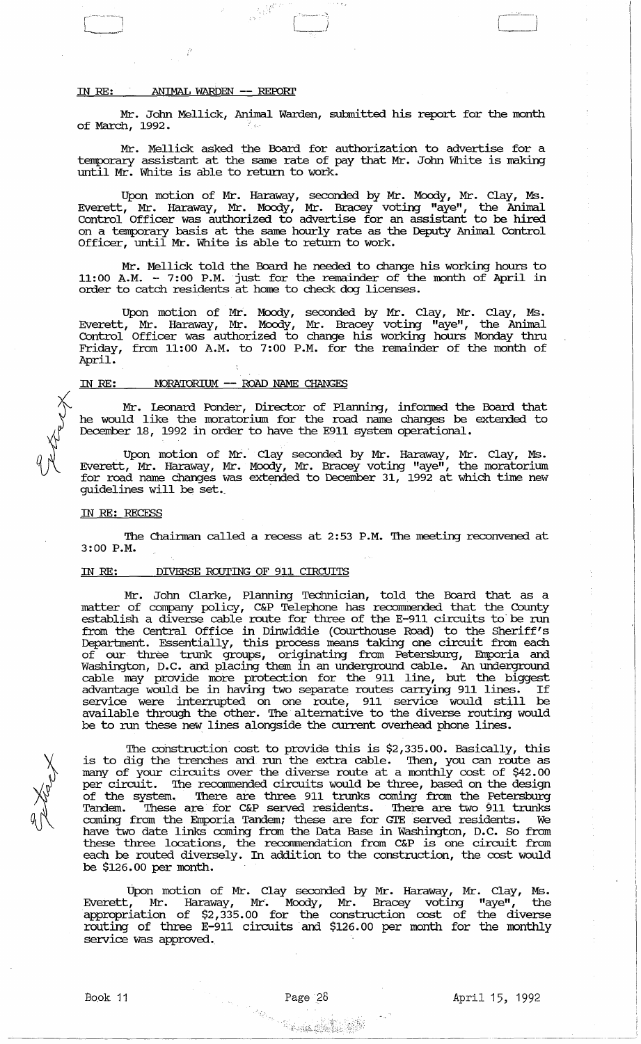IN RE: ANIMAL WARDEN -- REPORT

Mr. John Mellick, Animal Warden, submitted his report for the month of March, 1992.

Mr. Mellick asked the Board for authorization to advertise for a temporary assistant at the same rate of pay that Mr. John White is making until Mr. White is able to return to work.

Upon motion of Mr. Haraway, seconded by Mr. Moody, Mr. Clay, Ms. Everett, Mr. Haraway, Mr. Moody, Mr. Bracey voting "aye", the Animal Control Officer was authorized to advertise for an assistant to be hired on a temporary basis at the same hourly rate as the Deputy Animal Control Officer, until Mr. White is able to return to work.

Mr. Mellick told the Board he needed to change his working hours to 11:00 A.M. - 7:00 P.M. just for the remainder of the month of April in order to catch residents at home to check dog licenses.

Upon motion of Mr. Moody, seconded by Mr. Clay, Mr. Clay, Ms. Everett, Mr. Haraway, Mr. Moody, Mr. Bracey voting "aye", the Animal Control Officer was authorized to change his working hours Monday thru Friday, from 11:00 A.M. to 7:00 P.M. for the remainder of the month of April.

IN RE: MORATORIUM -- ROAD NAME CHANGES

Mr. Leonard Ponder, Director of Planning, informed the Board that he would like the moratorium for the road name changes be extended to December 18, 1992 in order to have the E911 system operational.

Upon motion of Mr. Clay seconded by Mr. Haraway, Mr. Clay, Ms. Everett, Mr. Haraway, Mr. Moody, Mr. Bracey voting "aye", the moratorium for road name changes was extended to December 31, 1992 at which time new guidelines will be set.

IN RE: RECESS

The Chairman called a recess at 2:53 P.M. The meeting reconvened at 3:00 P.M.

IN RE: DIVERSE ROUTING OF 911 CIRCUITS

Mr. John Clarke, Planning Technician, told the Board that as a matter of company policy, C&P Telephone has recommended that the County establish a diverse cable route for three of the E-911 circuits to be run from the Central Office in Dinwiddie (Courthouse Road) to the Sheriff's Department. Essentially, this process means taking one circuit from each of our three trunk groups, originating from Petersburg, Emporia and Washington, D.C. and placing them in an underground cable. An underground cable may provide more protection for the 911 line, but the biggest advantage would be in having two separate routes carrying 911 lines. If service were interrupted on one route, 911 service would still be available through the other. The alternative to the diverse routing would be to run these new lines alongside the current overhead phone lines.

The construction cost to provide this is $2,335.00. Basically, this is to dig the trenches and run the extra cable. Then, you can route as many of your circuits over the diverse route at a monthly cost of $42.00 per circuit. The recommended circuits would be three, based on the design of the system. There are three 911 trunks coming from the Petersburg Tandem. These are for C&P served residents. There are two 911 trunks coming from the Emporia Tandem; these are for GTE served residents. We have two date links coming from the Data Base in Washington, D.C. So from these three locations, the recommendation from C&P is one circuit from each be routed diversely. In addition to the construction, the cost would be $126.00 per month.

Upon motion of Mr. Clay seconded by Mr. Haraway, Mr. Clay, Ms. Everett, Mr. Haraway, Mr. Moody, Mr. Bracey voting "aye", the appropriation of $2,335.00 for the construction cost of the diverse routing of three E-911 circuits and $126.00 per month for the monthly service was approved.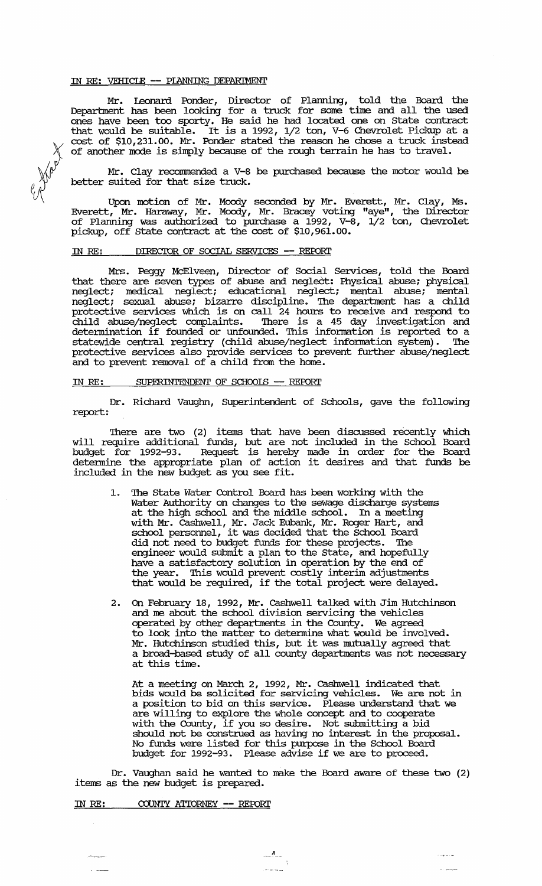IN RE: VEHICLE -- PLANNING DEPARTMENT

Mr. Leonard Ponder, Director of Planning, told the Board the Department has been looking for a truck for some time and all the used ones have been too sporty. He said he had located one on State contract that would be suitable. It is a 1992, 1/2 ton, V-6 Chevrolet Pickup at a cost of $10,231.00. Mr. Ponder stated the reason he chose a truck instead of another mode is simply because of the rough terrain he has to travel.

Mr. Clay recommended a V-8 be purchased because the motor would be better suited for that size truck.

Upon motion of Mr. Moody seconded by Mr. Everett, Mr. Clay, Ms. Everett, Mr. Haraway, Mr. Moody, Mr. Bracey voting "aye", the Director of Planning was authorized to purchase a 1992, V-8, 1/2 ton, Chevrolet pickup, off State contract at the cost of $10,961.00.

IN RE: DIRECTOR OF SOCIAL SERVICES -- REPORT

Mrs. Peggy McElveen, Director of Social Services, told the Board that there are seven types of abuse and neglect: Physical abuse; physical neglect; medical neglect; educational neglect; mental abuse; mental neglect; sexual abuse; bizarre discipline. The department has a child protective services which is on call 24 hours to receive and respond to child abuse/neglect complaints. There is a 45 day investigation and determination if founded or unfounded. This information is reported to a statewide central registry (child abuse/neglect information system). The protective services also provide services to prevent further abuse/neglect and to prevent removal of a child from the home.

IN RE: SUPERINTENDENT OF SCHOOLS -- REPORT

Dr. Richard Vaughn, Superintendent of Schools, gave the following report:

There are two (2) items that have been discussed recently which will require additional funds, but are not included in the School Board budget for 1992-93. Request is hereby made in order for the Board determine the appropriate plan of action it desires and that funds be included in the new budget as you see fit.

1. The State Water Control Board has been working with the Water Authority on changes to the sewage discharge systems at the high school and the middle school. In a meeting with Mr. Cashwell, Mr. Jack Eubank, Mr. Roger Hart, and school personnel, it was decided that the School Board did not need to budget funds for these projects. The engineer would submit a plan to the State, and hopefully have a satisfactory solution in operation by the end of the year. This would prevent costly interim adjustments that would be required, if the total project were delayed.

2. On February 18, 1992, Mr. Cashwell talked with Jim Hutchinson and me about the school division servicing the vehicles operated by other departments in the County. We agreed to look into the matter to determine what would be involved. Mr. Hutchinson studied this, but it was mutually agreed that a broad-based study of all county departments was not necessary at this time.

   At a meeting on March 2, 1992, Mr. Cashwell indicated that bids would be solicited for servicing vehicles. We are not in a position to bid on this service. Please understand that we are willing to explore the whole concept and to cooperate with the County, if you so desire. Not submitting a bid should not be construed as having no interest in the proposal. No funds were listed for this purpose in the School Board budget for 1992-93. Please advise if we are to proceed.

Dr. Vaughan said he wanted to make the Board aware of these two (2) items as the new budget is prepared.

IN RE: COUNTY ATTORNEY -- REPORT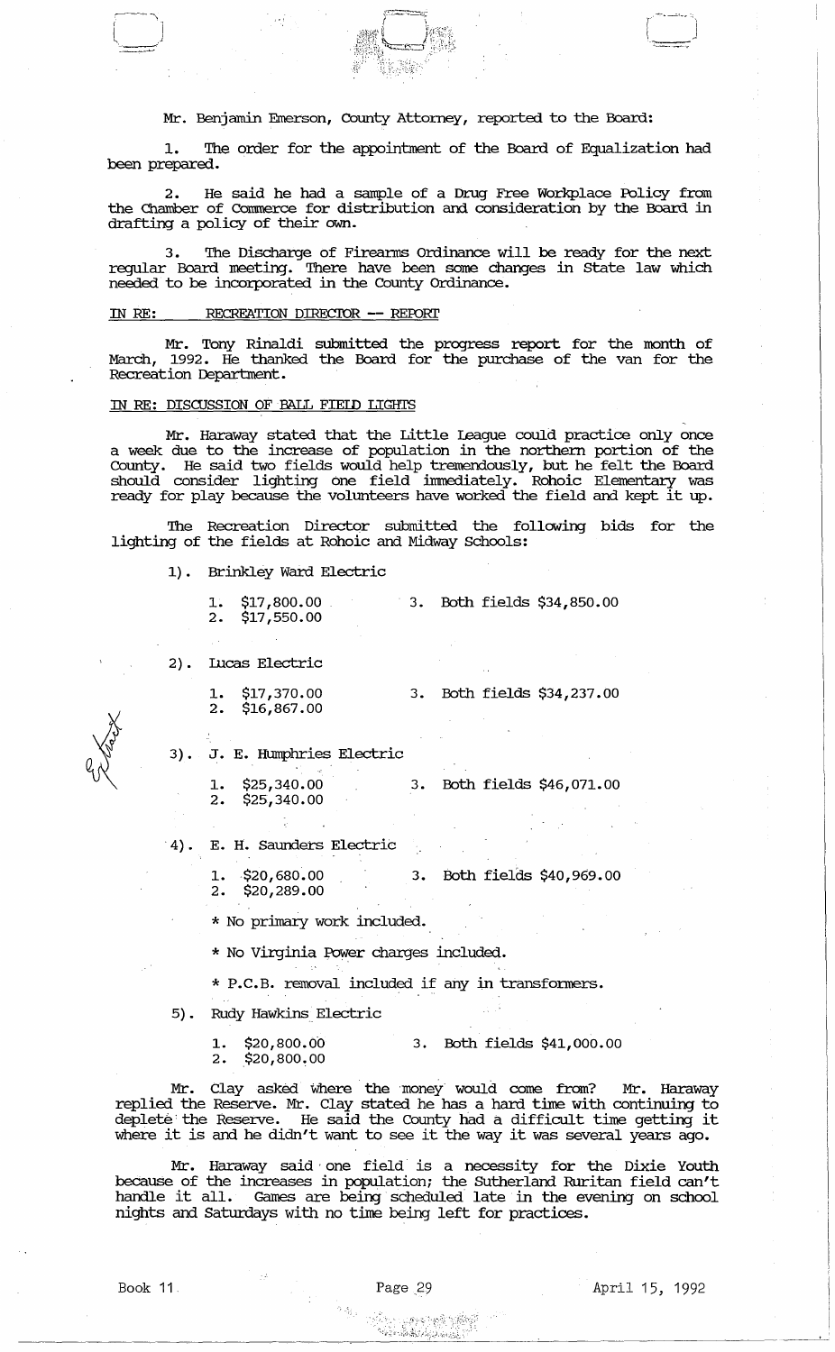Mr. Benjamin Emerson, County Attorney, reported to the Board:

1. The order for the appointment of the Board of Equalization had been prepared.

2. He said he had a sample of a Drug Free Workplace Policy from the Chamber of Commerce for distribution and consideration by the Board in drafting a policy of their own.

3. The Discharge of Firearms Ordinance will be ready for the next regular Board meeting. There have been some changes in State law which needed to be incorporated in the County Ordinance.

IN RE: RECREATION DIRECTOR -- REPORT

Mr. Tony Rinaldi submitted the progress report for the month of March, 1992. He thanked the Board for the purchase of the van for the Recreation Department.

IN RE: DISCUSSION OF BALL FIELD LIGHTS

Mr. Haraway stated that the Little League could practice only once a week due to the increase of population in the northern portion of the County. He said two fields would help tremendously, but he felt the Board should consider lighting one field immediately. Rohoic Elementary was ready for play because the volunteers have worked the field and kept it up.

The Recreation Director submitted the following bids for the lighting of the fields at Rohoic and Midway Schools:

1). Brinkley Ward Electric

1. $17,800.00
2. $17,550.00
3. Both fields $34,850.00

2). Lucas Electric

1. $17,370.00
2. $16,867.00
3. Both fields $34,237.00

3). J. E. Humphries Electric

1. $25,340.00
2. $25,340.00
3. Both fields $46,071.00

4). E. H. Saunders Electric

1. $20,680.00
2. $20,289.00
3. Both fields $40,969.00

\* No primary work included.

\* No Virginia Power charges included.

\* P.C.B. removal included if any in transformers.

5). Rudy Hawkins Electric

1. $20,800.00
2. $20,800.00
3. Both fields $41,000.00

Mr. Clay asked where the money would come from? Mr. Haraway replied the Reserve. Mr. Clay stated he has a hard time with continuing to deplete the Reserve. He said the County had a difficult time getting it where it is and he didn't want to see it the way it was several years ago.

Mr. Haraway said one field is a necessity for the Dixie Youth because of the increases in population; the Sutherland Ruritan field can't handle it all. Games are being scheduled late in the evening on school nights and Saturdays with no time being left for practices.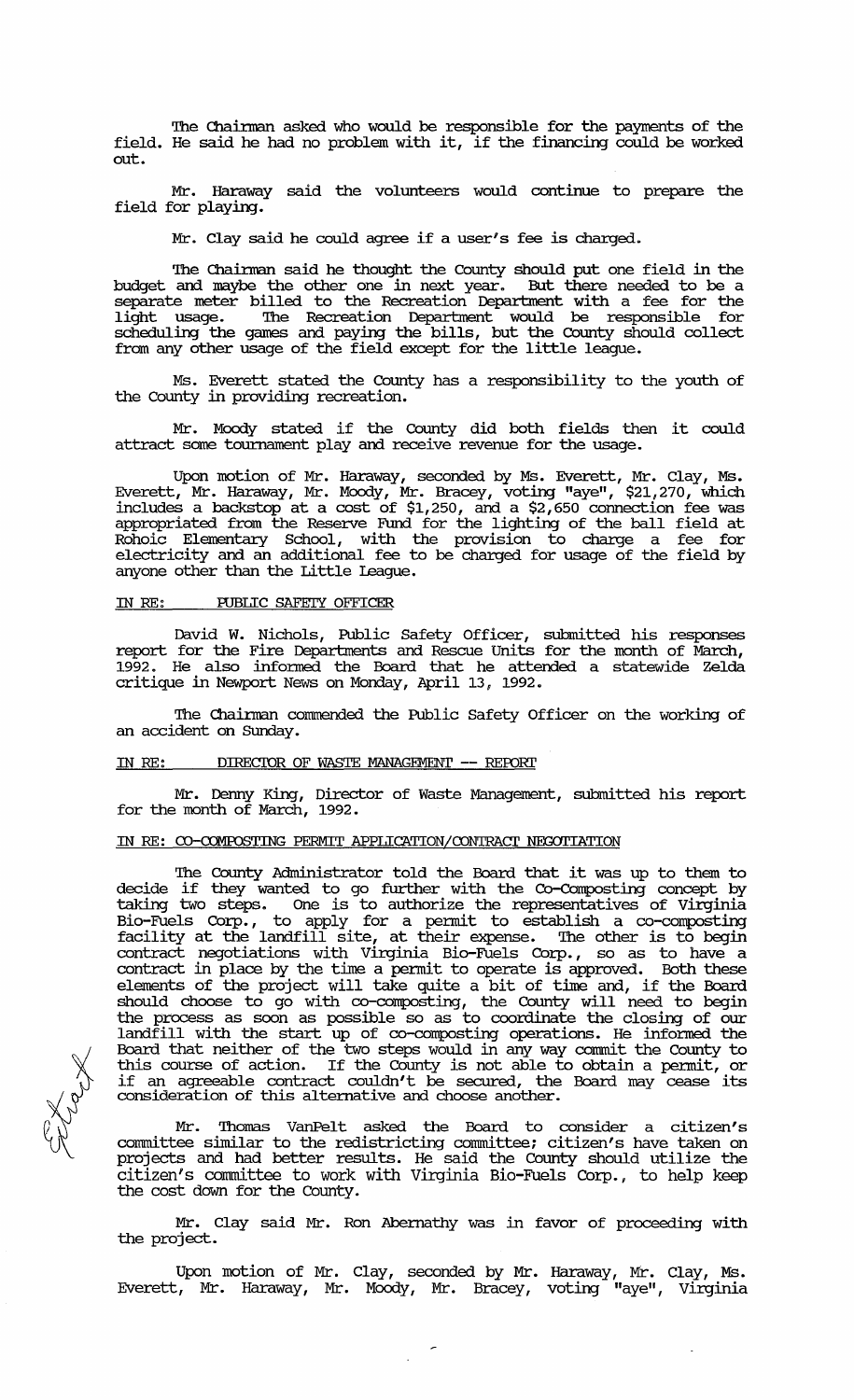The Chairman asked who would be responsible for the payments of the field. He said he had no problem with it, if the financing could be worked out.

Mr. Haraway said the volunteers would continue to prepare the field for playing.

Mr. Clay said he could agree if a user's fee is charged.

The Chairman said he thought the County should put one field in the budget and maybe the other one in next year. But there needed to be a separate meter billed to the Recreation Department with a fee for the light usage. The Recreation Department would be responsible for scheduling the games and paying the bills, but the County should collect from any other usage of the field except for the little league.

Ms. Everett stated the County has a responsibility to the youth of the County in providing recreation.

Mr. Moody stated if the County did both fields then it could attract some tournament play and receive revenue for the usage.

Upon motion of Mr. Haraway, seconded by Ms. Everett, Mr. Clay, Ms. Everett, Mr. Haraway, Mr. Moody, Mr. Bracey, voting "aye", $21,270, which includes a backstop at a cost of $1,250, and a $2,650 connection fee was appropriated from the Reserve Fund for the lighting of the ball field at Rohoic Elementary School, with the provision to charge a fee for electricity and an additional fee to be charged for usage of the field by anyone other than the Little League.

IN RE: PUBLIC SAFETY OFFICER

David W. Nichols, Public Safety Officer, submitted his responses report for the Fire Departments and Rescue Units for the month of March, 1992. He also informed the Board that he attended a statewide Zelda critique in Newport News on Monday, April 13, 1992.

The Chairman commended the Public Safety Officer on the working of an accident on Sunday.

IN RE: DIRECTOR OF WASTE MANAGEMENT -- REPORT

Mr. Denny King, Director of Waste Management, submitted his report for the month of March, 1992.

IN RE: CO-COMPOSTING PERMIT APPLICATION/CONTRACT NEGOTIATION

The County Administrator told the Board that it was up to them to decide if they wanted to go further with the Co-Composting concept by taking two steps. One is to authorize the representatives of Virginia Bio-Fuels Corp., to apply for a permit to establish a co-composting facility at the landfill site, at their expense. The other is to begin contract negotiations with Virginia Bio-Fuels Corp., so as to have a contract in place by the time a permit to operate is approved. Both these elements of the project will take quite a bit of time and, if the Board should choose to go with co-composting, the County will need to begin the process as soon as possible so as to coordinate the closing of our landfill with the start up of co-composting operations. He informed the Board that neither of the two steps would in any way commit the County to this course of action. If the County is not able to obtain a permit, or if an agreeable contract couldn't be secured, the Board may cease its consideration of this alternative and choose another.

Mr. Thomas VanPelt asked the Board to consider a citizen's committee similar to the redistricting committee; citizen's have taken on projects and had better results. He said the County should utilize the citizen's committee to work with Virginia Bio-Fuels Corp., to help keep the cost down for the County.

Mr. Clay said Mr. Ron Abernathy was in favor of proceeding with the project.

Upon motion of Mr. Clay, seconded by Mr. Haraway, Mr. Clay, Ms. Everett, Mr. Haraway, Mr. Moody, Mr. Bracey, voting "aye", Virginia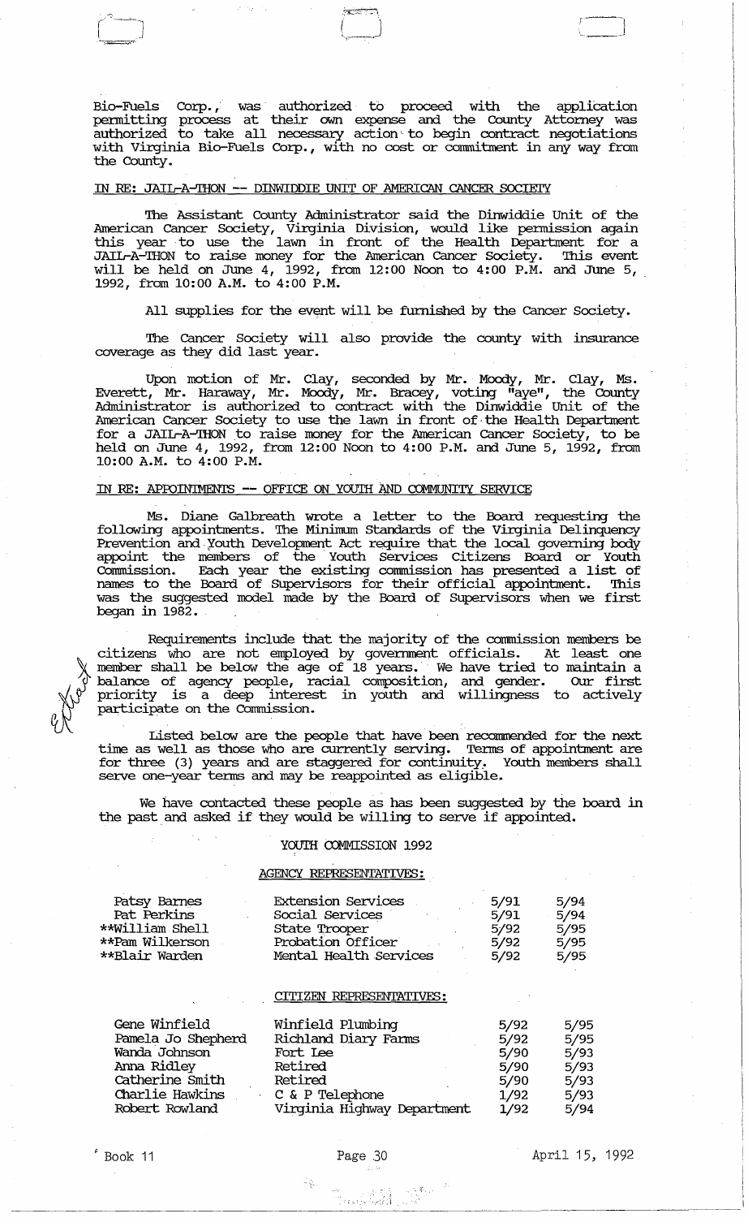Bio-Fuels Corp., was authorized to proceed with the application permitting process at their own expense and the County Attorney was authorized to take all necessary action to begin contract negotiations with Virginia Bio-Fuels Corp., with no cost or commitment in any way from the County.

## IN RE: JAIL-A-THON -- DINWIDDIE UNIT OF AMERICAN CANCER SOCIETY

The Assistant County Administrator said the Dinwiddie Unit of the American Cancer Society, Virginia Division, would like permission again this year to use the lawn in front of the Health Department for a JAIL-A-THON to raise money for the American Cancer Society. This event will be held on June 4, 1992, from 12:00 Noon to 4:00 P.M. and June 5, 1992, from 10:00 A.M. to 4:00 P.M.

All supplies for the event will be furnished by the Cancer Society.

The Cancer Society will also provide the county with insurance coverage as they did last year.

Upon motion of Mr. Clay, seconded by Mr. Moody, Mr. Clay, Ms. Everett, Mr. Haraway, Mr. Moody, Mr. Bracey, voting "aye", the County Administrator is authorized to contract with the Dinwiddie Unit of the American Cancer Society to use the lawn in front of the Health Department for a JAIL-A-THON to raise money for the American Cancer Society, to be held on June 4, 1992, from 12:00 Noon to 4:00 P.M. and June 5, 1992, from 10:00 A.M. to 4:00 P.M.

## IN RE: APPOINTMENTS -- OFFICE ON YOUTH AND COMMUNITY SERVICE

Ms. Diane Galbreath wrote a letter to the Board requesting the following appointments. The Minimum Standards of the Virginia Delinquency Prevention and Youth Development Act require that the local governing body appoint the members of the Youth Services Citizens Board or Youth Commission. Each year the existing commission has presented a list of names to the Board of Supervisors for their official appointment. This was the suggested model made by the Board of Supervisors when we first began in 1982.

Requirements include that the majority of the commission members be citizens who are not employed by government officials. At least one member shall be below the age of 18 years. We have tried to maintain a balance of agency people, racial composition, and gender. Our first priority is a deep interest in youth and willingness to actively participate on the Commission.

Listed below are the people that have been recommended for the next time as well as those who are currently serving. Terms of appointment are for three (3) years and are staggered for continuity. Youth members shall serve one-year terms and may be reappointed as eligible.

We have contacted these people as has been suggested by the board in the past and asked if they would be willing to serve if appointed.

YOUTH COMMISSION 1992

AGENCY REPRESENTATIVES:

| Name | Affiliation | Start | End |
|---|---|---|---|
| Patsy Barnes | Extension Services | 5/91 | 5/94 |
| Pat Perkins | Social Services | 5/91 | 5/94 |
| **William Shell | State Trooper | 5/92 | 5/95 |
| **Pam Wilkerson | Probation Officer | 5/92 | 5/95 |
| **Blair Warden | Mental Health Services | 5/92 | 5/95 |

CITIZEN REPRESENTATIVES:

| Name | Affiliation | Start | End |
|---|---|---|---|
| Gene Winfield | Winfield Plumbing | 5/92 | 5/95 |
| Pamela Jo Shepherd | Richland Diary Farms | 5/92 | 5/95 |
| Wanda Johnson | Fort Lee | 5/90 | 5/93 |
| Anna Ridley | Retired | 5/90 | 5/93 |
| Catherine Smith | Retired | 5/90 | 5/93 |
| Charlie Hawkins | C & P Telephone | 1/92 | 5/93 |
| Robert Rowland | Virginia Highway Department | 1/92 | 5/94 |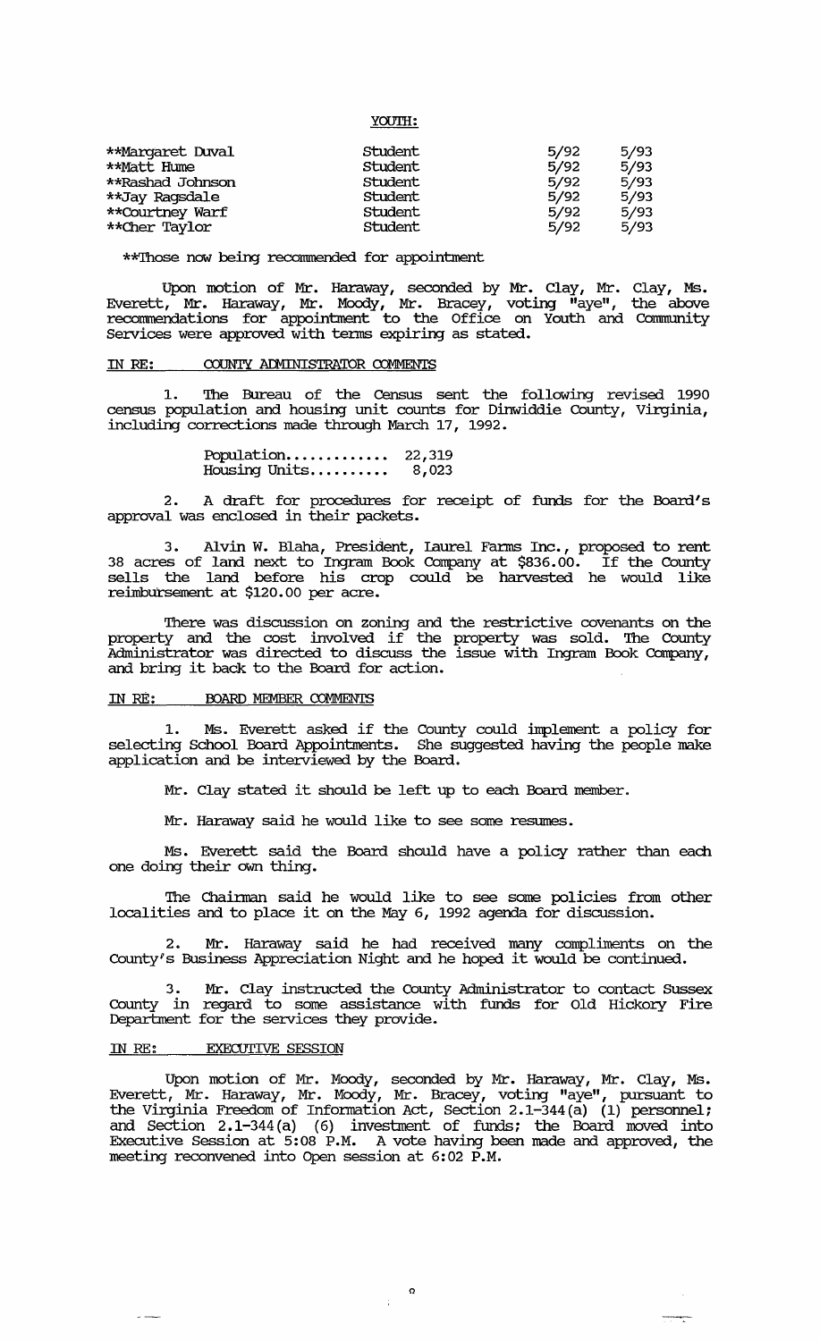YOUTH:

| | | | |
|---|---|---|---|
| **Margaret Duval | Student | 5/92 | 5/93 |
| **Matt Hume | Student | 5/92 | 5/93 |
| **Rashad Johnson | Student | 5/92 | 5/93 |
| **Jay Ragsdale | Student | 5/92 | 5/93 |
| **Courtney Warf | Student | 5/92 | 5/93 |
| **Cher Taylor | Student | 5/92 | 5/93 |

**Those now being recommended for appointment

Upon motion of Mr. Haraway, seconded by Mr. Clay, Mr. Clay, Ms. Everett, Mr. Haraway, Mr. Moody, Mr. Bracey, voting "aye", the above recommendations for appointment to the Office on Youth and Community Services were approved with terms expiring as stated.

IN RE: COUNTY ADMINISTRATOR COMMENTS

1. The Bureau of the Census sent the following revised 1990 census population and housing unit counts for Dinwiddie County, Virginia, including corrections made through March 17, 1992.

Population............. 22,319
Housing Units.......... 8,023

2. A draft for procedures for receipt of funds for the Board's approval was enclosed in their packets.

3. Alvin W. Blaha, President, Laurel Farms Inc., proposed to rent 38 acres of land next to Ingram Book Company at $836.00. If the County sells the land before his crop could be harvested he would like reimbursement at $120.00 per acre.

There was discussion on zoning and the restrictive covenants on the property and the cost involved if the property was sold. The County Administrator was directed to discuss the issue with Ingram Book Company, and bring it back to the Board for action.

IN RE: BOARD MEMBER COMMENTS

1. Ms. Everett asked if the County could implement a policy for selecting School Board Appointments. She suggested having the people make application and be interviewed by the Board.

Mr. Clay stated it should be left up to each Board member.

Mr. Haraway said he would like to see some resumes.

Ms. Everett said the Board should have a policy rather than each one doing their own thing.

The Chairman said he would like to see some policies from other localities and to place it on the May 6, 1992 agenda for discussion.

2. Mr. Haraway said he had received many compliments on the County's Business Appreciation Night and he hoped it would be continued.

3. Mr. Clay instructed the County Administrator to contact Sussex County in regard to some assistance with funds for Old Hickory Fire Department for the services they provide.

IN RE: EXECUTIVE SESSION

Upon motion of Mr. Moody, seconded by Mr. Haraway, Mr. Clay, Ms. Everett, Mr. Haraway, Mr. Moody, Mr. Bracey, voting "aye", pursuant to the Virginia Freedom of Information Act, Section 2.1-344(a) (1) personnel; and Section 2.1-344(a) (6) investment of funds; the Board moved into Executive Session at 5:08 P.M. A vote having been made and approved, the meeting reconvened into Open session at 6:02 P.M.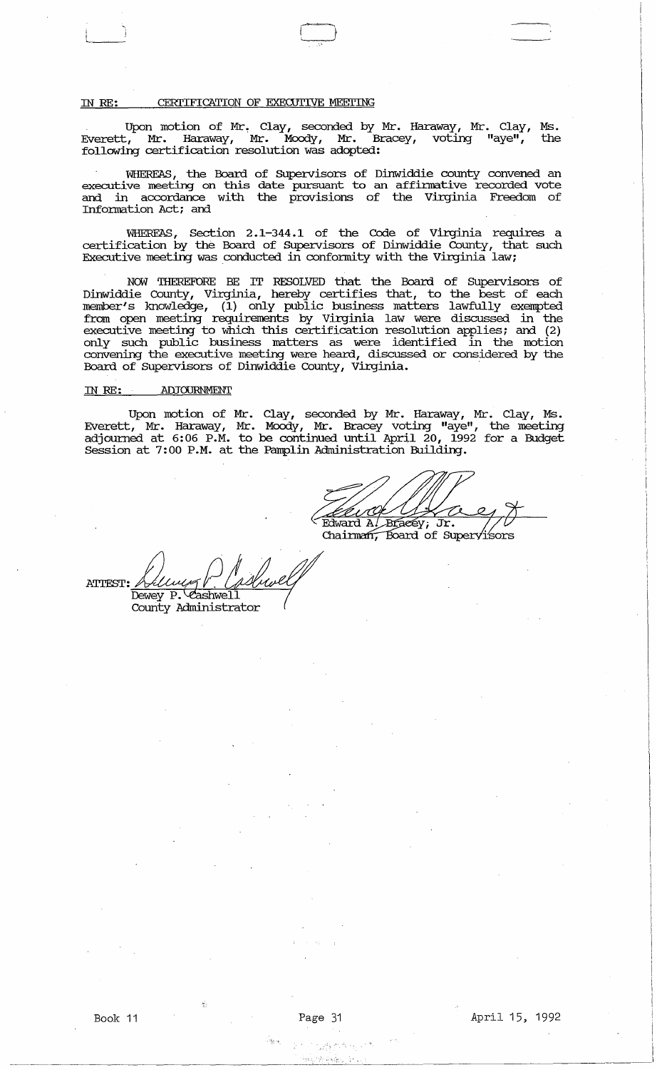IN RE: CERTIFICATION OF EXECUTIVE MEETING

Upon motion of Mr. Clay, seconded by Mr. Haraway, Mr. Clay, Ms. Everett, Mr. Haraway, Mr. Moody, Mr. Bracey, voting "aye", the following certification resolution was adopted:

WHEREAS, the Board of Supervisors of Dinwiddie county convened an executive meeting on this date pursuant to an affirmative recorded vote and in accordance with the provisions of the Virginia Freedom of Information Act; and

WHEREAS, Section 2.1-344.1 of the Code of Virginia requires a certification by the Board of Supervisors of Dinwiddie County, that such Executive meeting was conducted in conformity with the Virginia law;

NOW THEREFORE BE IT RESOLVED that the Board of Supervisors of Dinwiddie County, Virginia, hereby certifies that, to the best of each member's knowledge, (1) only public business matters lawfully exempted from open meeting requirements by Virginia law were discussed in the executive meeting to which this certification resolution applies; and (2) only such public business matters as were identified in the motion convening the executive meeting were heard, discussed or considered by the Board of Supervisors of Dinwiddie County, Virginia.

IN RE: ADJOURNMENT

Upon motion of Mr. Clay, seconded by Mr. Haraway, Mr. Clay, Ms. Everett, Mr. Haraway, Mr. Moody, Mr. Bracey voting "aye", the meeting adjourned at 6:06 P.M. to be continued until April 20, 1992 for a Budget Session at 7:00 P.M. at the Pamplin Administration Building.

Edward A. Bracey, Jr.
Chairman, Board of Supervisors

ATTEST: Dewey P. Cashwell
County Administrator

Book 11 | Page 31 | April 15, 1992